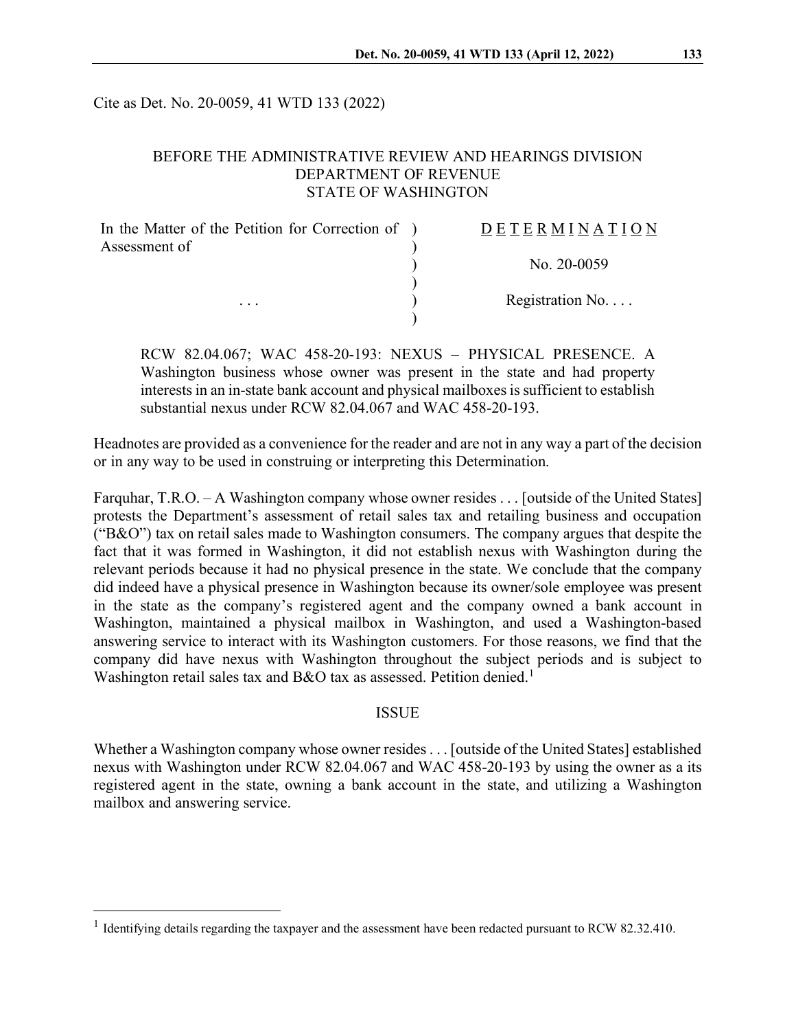Cite as Det. No. 20-0059, 41 WTD 133 (2022)

BEFORE THE ADMINISTRATIVE REVIEW AND HEARINGS DIVISION
DEPARTMENT OF REVENUE
STATE OF WASHINGTON

| | | |
|---|---|---|
| In the Matter of the Petition for Correction of Assessment of | ) | D E T E R M I N A T I O N |
| | ) | No. 20-0059 |
| . . . | ) | Registration No. . . . |

RCW 82.04.067; WAC 458-20-193: NEXUS – PHYSICAL PRESENCE. A Washington business whose owner was present in the state and had property interests in an in-state bank account and physical mailboxes is sufficient to establish substantial nexus under RCW 82.04.067 and WAC 458-20-193.

Headnotes are provided as a convenience for the reader and are not in any way a part of the decision or in any way to be used in construing or interpreting this Determination.

Farquhar, T.R.O. – A Washington company whose owner resides . . . [outside of the United States] protests the Department's assessment of retail sales tax and retailing business and occupation ("B&O") tax on retail sales made to Washington consumers. The company argues that despite the fact that it was formed in Washington, it did not establish nexus with Washington during the relevant periods because it had no physical presence in the state. We conclude that the company did indeed have a physical presence in Washington because its owner/sole employee was present in the state as the company's registered agent and the company owned a bank account in Washington, maintained a physical mailbox in Washington, and used a Washington-based answering service to interact with its Washington customers. For those reasons, we find that the company did have nexus with Washington throughout the subject periods and is subject to Washington retail sales tax and B&O tax as assessed. Petition denied.[1]

## ISSUE

Whether a Washington company whose owner resides . . . [outside of the United States] established nexus with Washington under RCW 82.04.067 and WAC 458-20-193 by using the owner as a its registered agent in the state, owning a bank account in the state, and utilizing a Washington mailbox and answering service.

[1] Identifying details regarding the taxpayer and the assessment have been redacted pursuant to RCW 82.32.410.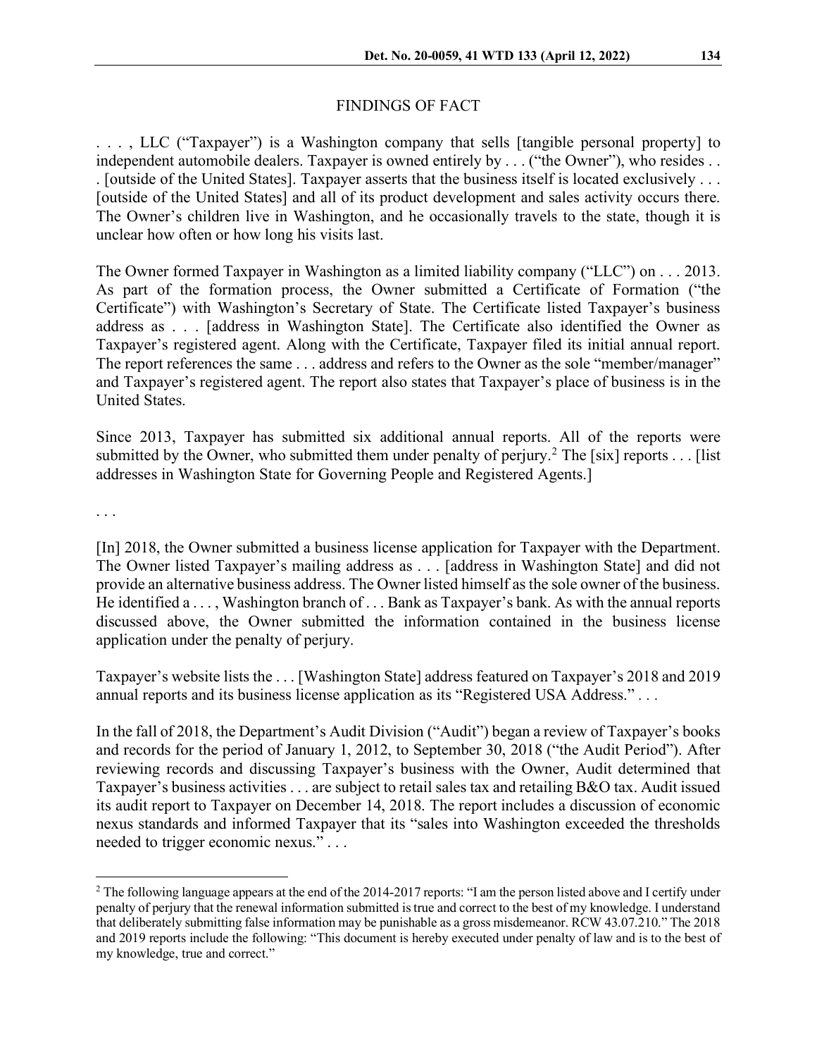## FINDINGS OF FACT

. . . , LLC ("Taxpayer") is a Washington company that sells [tangible personal property] to independent automobile dealers. Taxpayer is owned entirely by . . . ("the Owner"), who resides . . . [outside of the United States]. Taxpayer asserts that the business itself is located exclusively . . . [outside of the United States] and all of its product development and sales activity occurs there. The Owner's children live in Washington, and he occasionally travels to the state, though it is unclear how often or how long his visits last.

The Owner formed Taxpayer in Washington as a limited liability company ("LLC") on . . . 2013. As part of the formation process, the Owner submitted a Certificate of Formation ("the Certificate") with Washington's Secretary of State. The Certificate listed Taxpayer's business address as . . . [address in Washington State]. The Certificate also identified the Owner as Taxpayer's registered agent. Along with the Certificate, Taxpayer filed its initial annual report. The report references the same . . . address and refers to the Owner as the sole "member/manager" and Taxpayer's registered agent. The report also states that Taxpayer's place of business is in the United States.

Since 2013, Taxpayer has submitted six additional annual reports. All of the reports were submitted by the Owner, who submitted them under penalty of perjury.[2] The [six] reports . . . [list addresses in Washington State for Governing People and Registered Agents.]

. . .

[In] 2018, the Owner submitted a business license application for Taxpayer with the Department. The Owner listed Taxpayer's mailing address as . . . [address in Washington State] and did not provide an alternative business address. The Owner listed himself as the sole owner of the business. He identified a . . . , Washington branch of . . . Bank as Taxpayer's bank. As with the annual reports discussed above, the Owner submitted the information contained in the business license application under the penalty of perjury.

Taxpayer's website lists the . . . [Washington State] address featured on Taxpayer's 2018 and 2019 annual reports and its business license application as its "Registered USA Address." . . .

In the fall of 2018, the Department's Audit Division ("Audit") began a review of Taxpayer's books and records for the period of January 1, 2012, to September 30, 2018 ("the Audit Period"). After reviewing records and discussing Taxpayer's business with the Owner, Audit determined that Taxpayer's business activities . . . are subject to retail sales tax and retailing B&O tax. Audit issued its audit report to Taxpayer on December 14, 2018. The report includes a discussion of economic nexus standards and informed Taxpayer that its "sales into Washington exceeded the thresholds needed to trigger economic nexus." . . .

---

[2] The following language appears at the end of the 2014-2017 reports: "I am the person listed above and I certify under penalty of perjury that the renewal information submitted is true and correct to the best of my knowledge. I understand that deliberately submitting false information may be punishable as a gross misdemeanor. RCW 43.07.210." The 2018 and 2019 reports include the following: "This document is hereby executed under penalty of law and is to the best of my knowledge, true and correct."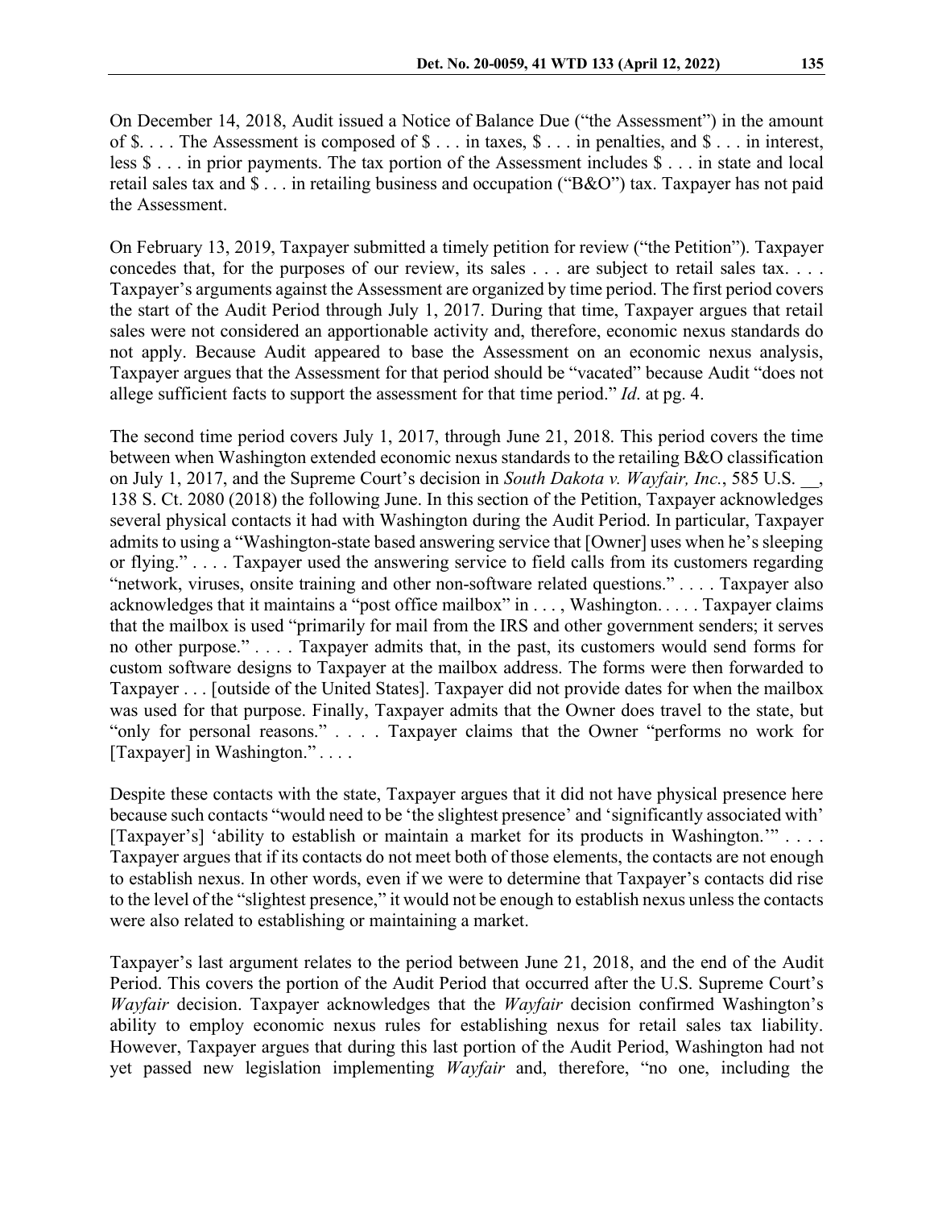On December 14, 2018, Audit issued a Notice of Balance Due ("the Assessment") in the amount of $. . . . The Assessment is composed of $ . . . in taxes, $ . . . in penalties, and $ . . . in interest, less $ . . . in prior payments. The tax portion of the Assessment includes $ . . . in state and local retail sales tax and $ . . . in retailing business and occupation ("B&O") tax. Taxpayer has not paid the Assessment.

On February 13, 2019, Taxpayer submitted a timely petition for review ("the Petition"). Taxpayer concedes that, for the purposes of our review, its sales . . . are subject to retail sales tax. . . . Taxpayer's arguments against the Assessment are organized by time period. The first period covers the start of the Audit Period through July 1, 2017. During that time, Taxpayer argues that retail sales were not considered an apportionable activity and, therefore, economic nexus standards do not apply. Because Audit appeared to base the Assessment on an economic nexus analysis, Taxpayer argues that the Assessment for that period should be "vacated" because Audit "does not allege sufficient facts to support the assessment for that time period." *Id*. at pg. 4.

The second time period covers July 1, 2017, through June 21, 2018. This period covers the time between when Washington extended economic nexus standards to the retailing B&O classification on July 1, 2017, and the Supreme Court's decision in *South Dakota v. Wayfair, Inc.*, 585 U.S. __, 138 S. Ct. 2080 (2018) the following June. In this section of the Petition, Taxpayer acknowledges several physical contacts it had with Washington during the Audit Period. In particular, Taxpayer admits to using a "Washington-state based answering service that [Owner] uses when he's sleeping or flying." . . . . Taxpayer used the answering service to field calls from its customers regarding "network, viruses, onsite training and other non-software related questions." . . . . Taxpayer also acknowledges that it maintains a "post office mailbox" in . . . , Washington. . . . . Taxpayer claims that the mailbox is used "primarily for mail from the IRS and other government senders; it serves no other purpose." . . . . Taxpayer admits that, in the past, its customers would send forms for custom software designs to Taxpayer at the mailbox address. The forms were then forwarded to Taxpayer . . . [outside of the United States]. Taxpayer did not provide dates for when the mailbox was used for that purpose. Finally, Taxpayer admits that the Owner does travel to the state, but "only for personal reasons." . . . . Taxpayer claims that the Owner "performs no work for [Taxpayer] in Washington." . . . .

Despite these contacts with the state, Taxpayer argues that it did not have physical presence here because such contacts "would need to be 'the slightest presence' and 'significantly associated with' [Taxpayer's] 'ability to establish or maintain a market for its products in Washington.'" . . . . Taxpayer argues that if its contacts do not meet both of those elements, the contacts are not enough to establish nexus. In other words, even if we were to determine that Taxpayer's contacts did rise to the level of the "slightest presence," it would not be enough to establish nexus unless the contacts were also related to establishing or maintaining a market.

Taxpayer's last argument relates to the period between June 21, 2018, and the end of the Audit Period. This covers the portion of the Audit Period that occurred after the U.S. Supreme Court's *Wayfair* decision. Taxpayer acknowledges that the *Wayfair* decision confirmed Washington's ability to employ economic nexus rules for establishing nexus for retail sales tax liability. However, Taxpayer argues that during this last portion of the Audit Period, Washington had not yet passed new legislation implementing *Wayfair* and, therefore, "no one, including the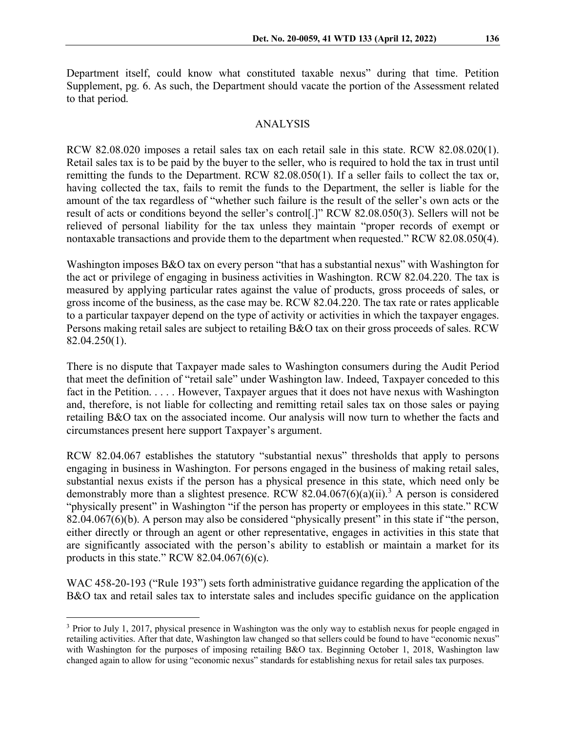Department itself, could know what constituted taxable nexus" during that time. Petition Supplement, pg. 6. As such, the Department should vacate the portion of the Assessment related to that period.

## ANALYSIS

RCW 82.08.020 imposes a retail sales tax on each retail sale in this state. RCW 82.08.020(1). Retail sales tax is to be paid by the buyer to the seller, who is required to hold the tax in trust until remitting the funds to the Department. RCW 82.08.050(1). If a seller fails to collect the tax or, having collected the tax, fails to remit the funds to the Department, the seller is liable for the amount of the tax regardless of "whether such failure is the result of the seller's own acts or the result of acts or conditions beyond the seller's control[.]" RCW 82.08.050(3). Sellers will not be relieved of personal liability for the tax unless they maintain "proper records of exempt or nontaxable transactions and provide them to the department when requested." RCW 82.08.050(4).

Washington imposes B&O tax on every person "that has a substantial nexus" with Washington for the act or privilege of engaging in business activities in Washington. RCW 82.04.220. The tax is measured by applying particular rates against the value of products, gross proceeds of sales, or gross income of the business, as the case may be. RCW 82.04.220. The tax rate or rates applicable to a particular taxpayer depend on the type of activity or activities in which the taxpayer engages. Persons making retail sales are subject to retailing B&O tax on their gross proceeds of sales. RCW 82.04.250(1).

There is no dispute that Taxpayer made sales to Washington consumers during the Audit Period that meet the definition of "retail sale" under Washington law. Indeed, Taxpayer conceded to this fact in the Petition. . . . . However, Taxpayer argues that it does not have nexus with Washington and, therefore, is not liable for collecting and remitting retail sales tax on those sales or paying retailing B&O tax on the associated income. Our analysis will now turn to whether the facts and circumstances present here support Taxpayer's argument.

RCW 82.04.067 establishes the statutory "substantial nexus" thresholds that apply to persons engaging in business in Washington. For persons engaged in the business of making retail sales, substantial nexus exists if the person has a physical presence in this state, which need only be demonstrably more than a slightest presence. RCW 82.04.067(6)(a)(ii).[3] A person is considered "physically present" in Washington "if the person has property or employees in this state." RCW 82.04.067(6)(b). A person may also be considered "physically present" in this state if "the person, either directly or through an agent or other representative, engages in activities in this state that are significantly associated with the person's ability to establish or maintain a market for its products in this state." RCW 82.04.067(6)(c).

WAC 458-20-193 ("Rule 193") sets forth administrative guidance regarding the application of the B&O tax and retail sales tax to interstate sales and includes specific guidance on the application

---

[3] Prior to July 1, 2017, physical presence in Washington was the only way to establish nexus for people engaged in retailing activities. After that date, Washington law changed so that sellers could be found to have "economic nexus" with Washington for the purposes of imposing retailing B&O tax. Beginning October 1, 2018, Washington law changed again to allow for using "economic nexus" standards for establishing nexus for retail sales tax purposes.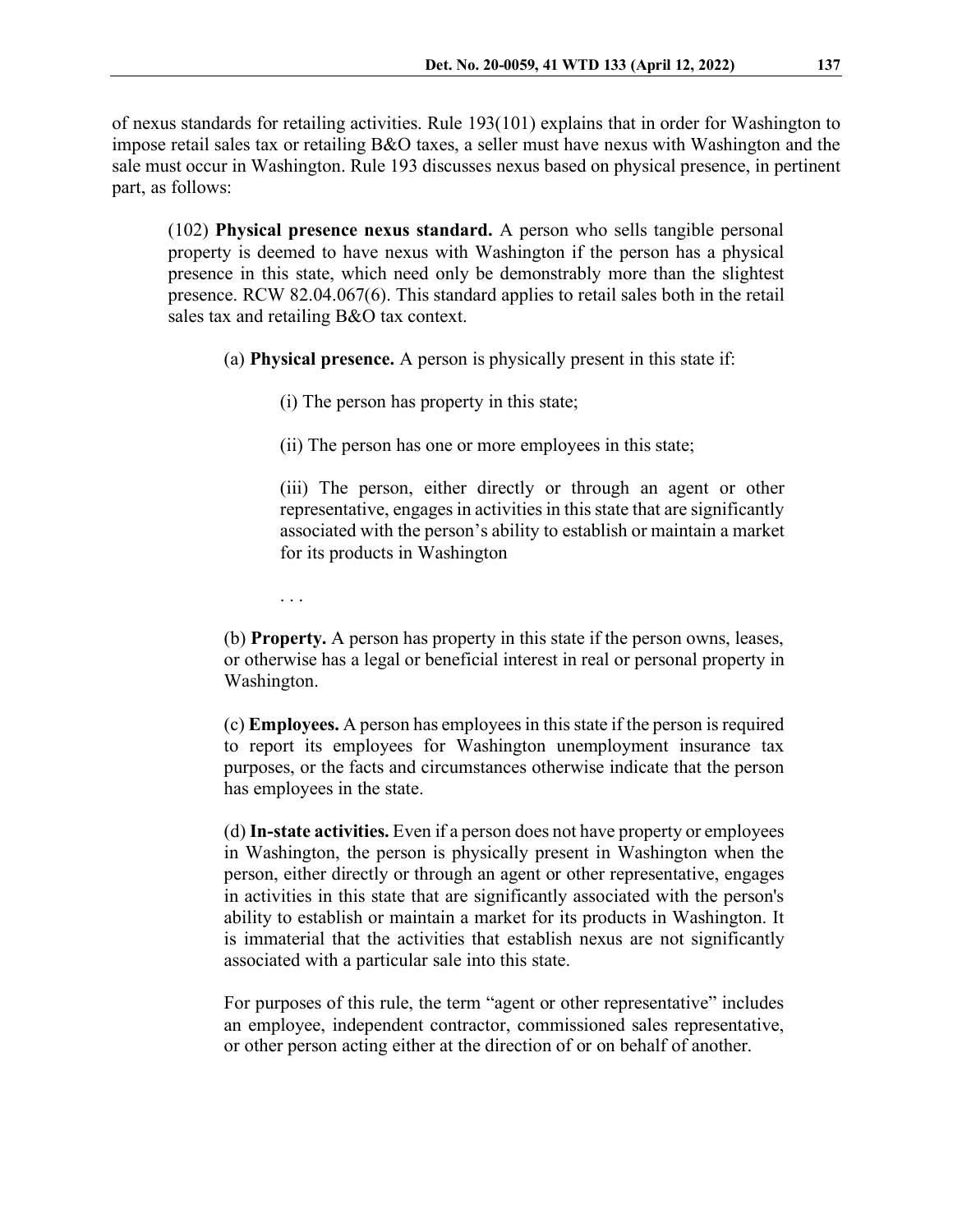of nexus standards for retailing activities. Rule 193(101) explains that in order for Washington to impose retail sales tax or retailing B&O taxes, a seller must have nexus with Washington and the sale must occur in Washington. Rule 193 discusses nexus based on physical presence, in pertinent part, as follows:

> (102) **Physical presence nexus standard.** A person who sells tangible personal property is deemed to have nexus with Washington if the person has a physical presence in this state, which need only be demonstrably more than the slightest presence. RCW 82.04.067(6). This standard applies to retail sales both in the retail sales tax and retailing B&O tax context.
>
> (a) **Physical presence.** A person is physically present in this state if:
>
> (i) The person has property in this state;
>
> (ii) The person has one or more employees in this state;
>
> (iii) The person, either directly or through an agent or other representative, engages in activities in this state that are significantly associated with the person's ability to establish or maintain a market for its products in Washington
>
> . . .
>
> (b) **Property.** A person has property in this state if the person owns, leases, or otherwise has a legal or beneficial interest in real or personal property in Washington.
>
> (c) **Employees.** A person has employees in this state if the person is required to report its employees for Washington unemployment insurance tax purposes, or the facts and circumstances otherwise indicate that the person has employees in the state.
>
> (d) **In-state activities.** Even if a person does not have property or employees in Washington, the person is physically present in Washington when the person, either directly or through an agent or other representative, engages in activities in this state that are significantly associated with the person's ability to establish or maintain a market for its products in Washington. It is immaterial that the activities that establish nexus are not significantly associated with a particular sale into this state.
>
> For purposes of this rule, the term "agent or other representative" includes an employee, independent contractor, commissioned sales representative, or other person acting either at the direction of or on behalf of another.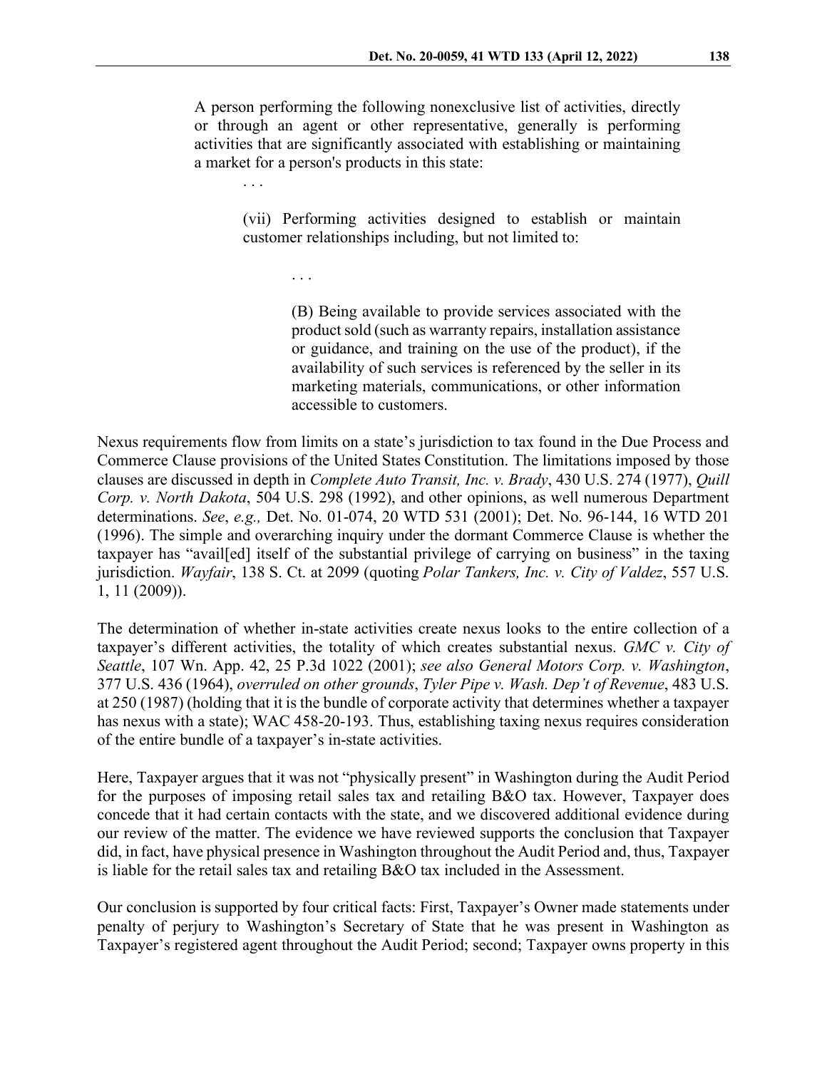> A person performing the following nonexclusive list of activities, directly or through an agent or other representative, generally is performing activities that are significantly associated with establishing or maintaining a market for a person's products in this state:
>
> . . .
>
> (vii) Performing activities designed to establish or maintain customer relationships including, but not limited to:
>
> . . .
>
> (B) Being available to provide services associated with the product sold (such as warranty repairs, installation assistance or guidance, and training on the use of the product), if the availability of such services is referenced by the seller in its marketing materials, communications, or other information accessible to customers.

Nexus requirements flow from limits on a state's jurisdiction to tax found in the Due Process and Commerce Clause provisions of the United States Constitution. The limitations imposed by those clauses are discussed in depth in *Complete Auto Transit, Inc. v. Brady*, 430 U.S. 274 (1977), *Quill Corp. v. North Dakota*, 504 U.S. 298 (1992), and other opinions, as well numerous Department determinations. *See*, *e.g.,* Det. No. 01-074, 20 WTD 531 (2001); Det. No. 96-144, 16 WTD 201 (1996). The simple and overarching inquiry under the dormant Commerce Clause is whether the taxpayer has "avail[ed] itself of the substantial privilege of carrying on business" in the taxing jurisdiction. *Wayfair*, 138 S. Ct. at 2099 (quoting *Polar Tankers, Inc. v. City of Valdez*, 557 U.S. 1, 11 (2009)).

The determination of whether in-state activities create nexus looks to the entire collection of a taxpayer's different activities, the totality of which creates substantial nexus. *GMC v. City of Seattle*, 107 Wn. App. 42, 25 P.3d 1022 (2001); *see also General Motors Corp. v. Washington*, 377 U.S. 436 (1964), *overruled on other grounds*, *Tyler Pipe v. Wash. Dep't of Revenue*, 483 U.S. at 250 (1987) (holding that it is the bundle of corporate activity that determines whether a taxpayer has nexus with a state); WAC 458-20-193. Thus, establishing taxing nexus requires consideration of the entire bundle of a taxpayer's in-state activities.

Here, Taxpayer argues that it was not "physically present" in Washington during the Audit Period for the purposes of imposing retail sales tax and retailing B&O tax. However, Taxpayer does concede that it had certain contacts with the state, and we discovered additional evidence during our review of the matter. The evidence we have reviewed supports the conclusion that Taxpayer did, in fact, have physical presence in Washington throughout the Audit Period and, thus, Taxpayer is liable for the retail sales tax and retailing B&O tax included in the Assessment.

Our conclusion is supported by four critical facts: First, Taxpayer's Owner made statements under penalty of perjury to Washington's Secretary of State that he was present in Washington as Taxpayer's registered agent throughout the Audit Period; second; Taxpayer owns property in this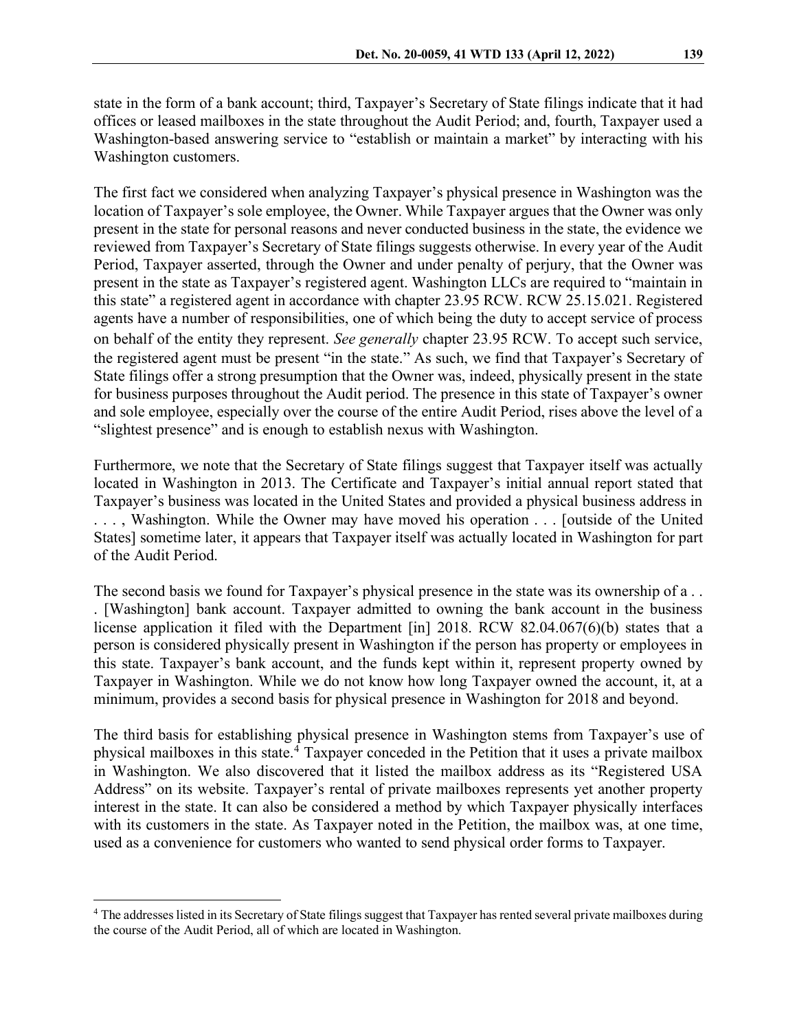state in the form of a bank account; third, Taxpayer's Secretary of State filings indicate that it had offices or leased mailboxes in the state throughout the Audit Period; and, fourth, Taxpayer used a Washington-based answering service to "establish or maintain a market" by interacting with his Washington customers.

The first fact we considered when analyzing Taxpayer's physical presence in Washington was the location of Taxpayer's sole employee, the Owner. While Taxpayer argues that the Owner was only present in the state for personal reasons and never conducted business in the state, the evidence we reviewed from Taxpayer's Secretary of State filings suggests otherwise. In every year of the Audit Period, Taxpayer asserted, through the Owner and under penalty of perjury, that the Owner was present in the state as Taxpayer's registered agent. Washington LLCs are required to "maintain in this state" a registered agent in accordance with chapter 23.95 RCW. RCW 25.15.021. Registered agents have a number of responsibilities, one of which being the duty to accept service of process on behalf of the entity they represent. *See generally* chapter 23.95 RCW. To accept such service, the registered agent must be present "in the state." As such, we find that Taxpayer's Secretary of State filings offer a strong presumption that the Owner was, indeed, physically present in the state for business purposes throughout the Audit period. The presence in this state of Taxpayer's owner and sole employee, especially over the course of the entire Audit Period, rises above the level of a "slightest presence" and is enough to establish nexus with Washington.

Furthermore, we note that the Secretary of State filings suggest that Taxpayer itself was actually located in Washington in 2013. The Certificate and Taxpayer's initial annual report stated that Taxpayer's business was located in the United States and provided a physical business address in . . . , Washington. While the Owner may have moved his operation . . . [outside of the United States] sometime later, it appears that Taxpayer itself was actually located in Washington for part of the Audit Period.

The second basis we found for Taxpayer's physical presence in the state was its ownership of a . . . [Washington] bank account. Taxpayer admitted to owning the bank account in the business license application it filed with the Department [in] 2018. RCW 82.04.067(6)(b) states that a person is considered physically present in Washington if the person has property or employees in this state. Taxpayer's bank account, and the funds kept within it, represent property owned by Taxpayer in Washington. While we do not know how long Taxpayer owned the account, it, at a minimum, provides a second basis for physical presence in Washington for 2018 and beyond.

The third basis for establishing physical presence in Washington stems from Taxpayer's use of physical mailboxes in this state.[4] Taxpayer conceded in the Petition that it uses a private mailbox in Washington. We also discovered that it listed the mailbox address as its "Registered USA Address" on its website. Taxpayer's rental of private mailboxes represents yet another property interest in the state. It can also be considered a method by which Taxpayer physically interfaces with its customers in the state. As Taxpayer noted in the Petition, the mailbox was, at one time, used as a convenience for customers who wanted to send physical order forms to Taxpayer.

---

[4] The addresses listed in its Secretary of State filings suggest that Taxpayer has rented several private mailboxes during the course of the Audit Period, all of which are located in Washington.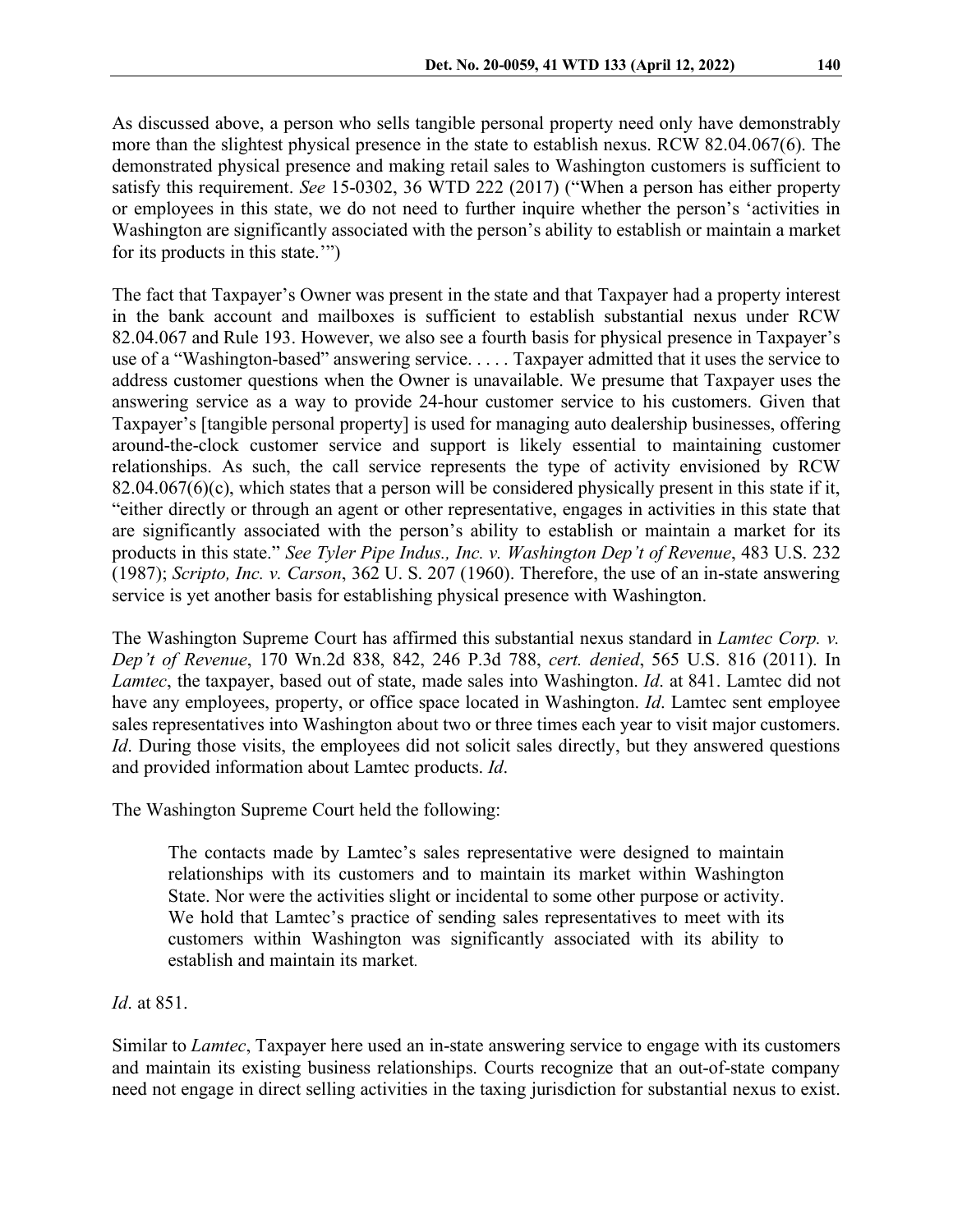As discussed above, a person who sells tangible personal property need only have demonstrably more than the slightest physical presence in the state to establish nexus. RCW 82.04.067(6). The demonstrated physical presence and making retail sales to Washington customers is sufficient to satisfy this requirement. *See* 15-0302, 36 WTD 222 (2017) ("When a person has either property or employees in this state, we do not need to further inquire whether the person's 'activities in Washington are significantly associated with the person's ability to establish or maintain a market for its products in this state.'")

The fact that Taxpayer's Owner was present in the state and that Taxpayer had a property interest in the bank account and mailboxes is sufficient to establish substantial nexus under RCW 82.04.067 and Rule 193. However, we also see a fourth basis for physical presence in Taxpayer's use of a "Washington-based" answering service. . . . . Taxpayer admitted that it uses the service to address customer questions when the Owner is unavailable. We presume that Taxpayer uses the answering service as a way to provide 24-hour customer service to his customers. Given that Taxpayer's [tangible personal property] is used for managing auto dealership businesses, offering around-the-clock customer service and support is likely essential to maintaining customer relationships. As such, the call service represents the type of activity envisioned by RCW 82.04.067(6)(c), which states that a person will be considered physically present in this state if it, "either directly or through an agent or other representative, engages in activities in this state that are significantly associated with the person's ability to establish or maintain a market for its products in this state." *See Tyler Pipe Indus., Inc. v. Washington Dep't of Revenue*, 483 U.S. 232 (1987); *Scripto, Inc. v. Carson*, 362 U. S. 207 (1960). Therefore, the use of an in-state answering service is yet another basis for establishing physical presence with Washington.

The Washington Supreme Court has affirmed this substantial nexus standard in *Lamtec Corp. v. Dep't of Revenue*, 170 Wn.2d 838, 842, 246 P.3d 788, *cert. denied*, 565 U.S. 816 (2011). In *Lamtec*, the taxpayer, based out of state, made sales into Washington. *Id*. at 841. Lamtec did not have any employees, property, or office space located in Washington. *Id*. Lamtec sent employee sales representatives into Washington about two or three times each year to visit major customers. *Id*. During those visits, the employees did not solicit sales directly, but they answered questions and provided information about Lamtec products. *Id*.

The Washington Supreme Court held the following:

> The contacts made by Lamtec's sales representative were designed to maintain relationships with its customers and to maintain its market within Washington State. Nor were the activities slight or incidental to some other purpose or activity. We hold that Lamtec's practice of sending sales representatives to meet with its customers within Washington was significantly associated with its ability to establish and maintain its market.

*Id*. at 851.

Similar to *Lamtec*, Taxpayer here used an in-state answering service to engage with its customers and maintain its existing business relationships. Courts recognize that an out-of-state company need not engage in direct selling activities in the taxing jurisdiction for substantial nexus to exist.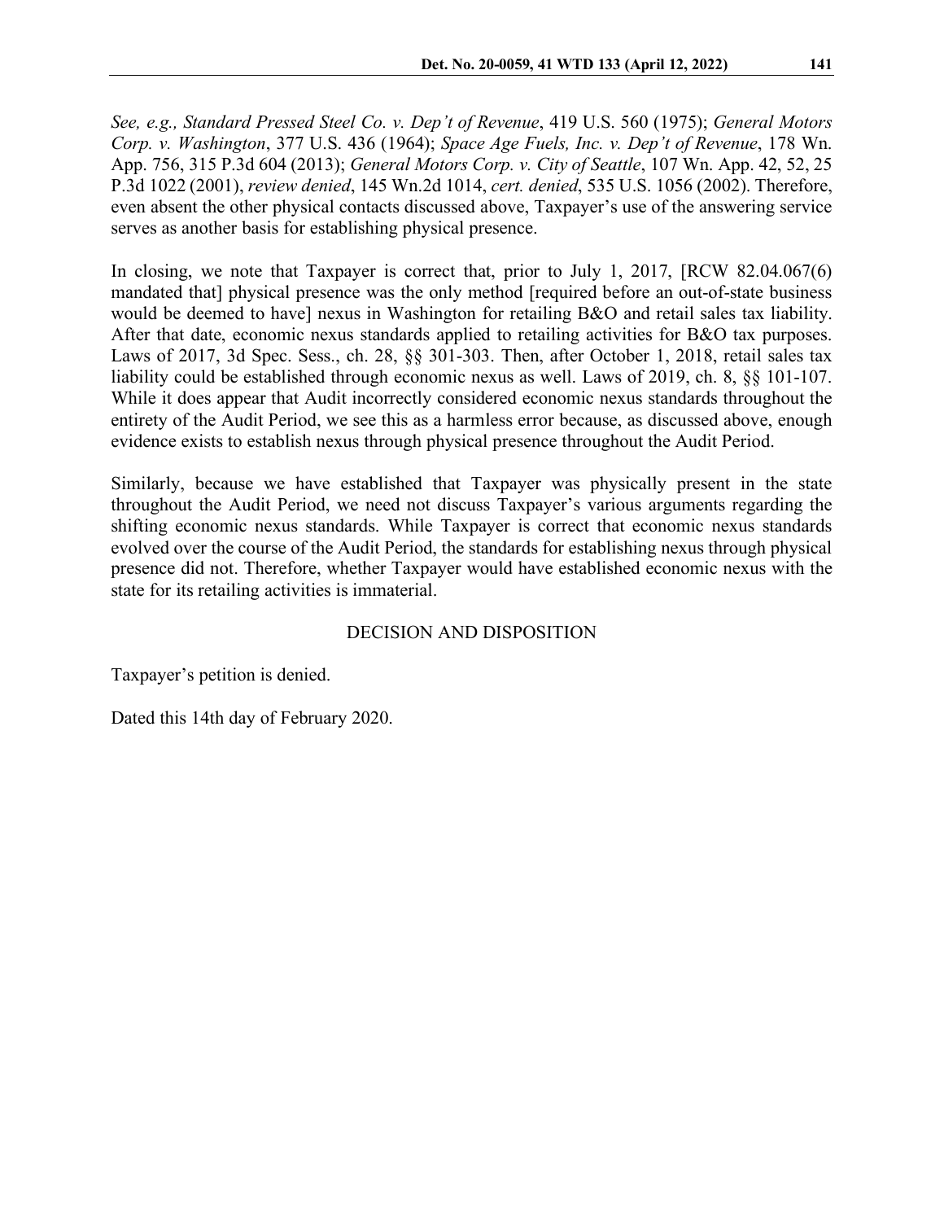*See, e.g., Standard Pressed Steel Co. v. Dep't of Revenue*, 419 U.S. 560 (1975); *General Motors Corp. v. Washington*, 377 U.S. 436 (1964); *Space Age Fuels, Inc. v. Dep't of Revenue*, 178 Wn. App. 756, 315 P.3d 604 (2013); *General Motors Corp. v. City of Seattle*, 107 Wn. App. 42, 52, 25 P.3d 1022 (2001), *review denied*, 145 Wn.2d 1014, *cert. denied*, 535 U.S. 1056 (2002). Therefore, even absent the other physical contacts discussed above, Taxpayer's use of the answering service serves as another basis for establishing physical presence.

In closing, we note that Taxpayer is correct that, prior to July 1, 2017, [RCW 82.04.067(6) mandated that] physical presence was the only method [required before an out-of-state business would be deemed to have] nexus in Washington for retailing B&O and retail sales tax liability. After that date, economic nexus standards applied to retailing activities for B&O tax purposes. Laws of 2017, 3d Spec. Sess., ch. 28, §§ 301-303. Then, after October 1, 2018, retail sales tax liability could be established through economic nexus as well. Laws of 2019, ch. 8, §§ 101-107. While it does appear that Audit incorrectly considered economic nexus standards throughout the entirety of the Audit Period, we see this as a harmless error because, as discussed above, enough evidence exists to establish nexus through physical presence throughout the Audit Period.

Similarly, because we have established that Taxpayer was physically present in the state throughout the Audit Period, we need not discuss Taxpayer's various arguments regarding the shifting economic nexus standards. While Taxpayer is correct that economic nexus standards evolved over the course of the Audit Period, the standards for establishing nexus through physical presence did not. Therefore, whether Taxpayer would have established economic nexus with the state for its retailing activities is immaterial.

## DECISION AND DISPOSITION

Taxpayer's petition is denied.

Dated this 14th day of February 2020.